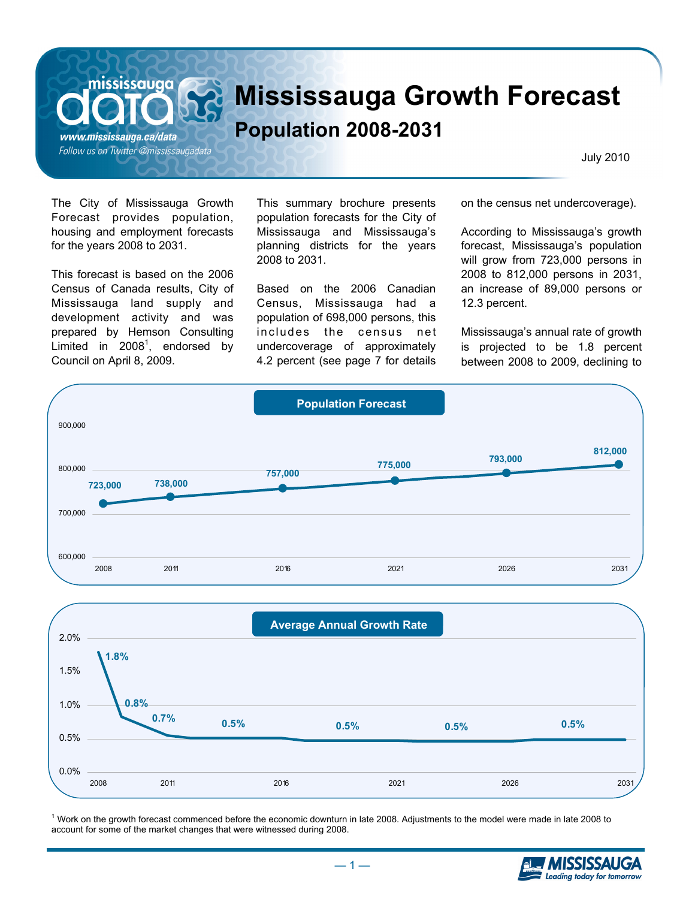# Mississauga Growth Forecast

## Population 2008-2031

July 2010

The City of Mississauga Growth Forecast provides population, housing and employment forecasts for the years 2008 to 2031.

This forecast is based on the 2006 Census of Canada results, City of Mississauga land supply and development activity and was prepared by Hemson Consulting Limited in 2008[1], endorsed by Council on April 8, 2009.

This summary brochure presents population forecasts for the City of Mississauga and Mississauga's planning districts for the years 2008 to 2031.

Based on the 2006 Canadian Census, Mississauga had a population of 698,000 persons, this includes the census net undercoverage of approximately 4.2 percent (see page 7 for details on the census net undercoverage).

According to Mississauga's growth forecast, Mississauga's population will grow from 723,000 persons in 2008 to 812,000 persons in 2031, an increase of 89,000 persons or 12.3 percent.

Mississauga's annual rate of growth is projected to be 1.8 percent between 2008 to 2009, declining to

**Population Forecast**

| Year | Population |
|---|---|
| 2008 | 723,000 |
| 2011 | 738,000 |
| 2016 | 757,000 |
| 2021 | 775,000 |
| 2026 | 793,000 |
| 2031 | 812,000 |

**Average Annual Growth Rate**

| Period | Rate |
|---|---|
| 2008 | 1.8% |
| 2009 | 0.8% |
| 2011 | 0.7% |
| 2011–2016 | 0.5% |
| 2016–2021 | 0.5% |
| 2021–2026 | 0.5% |
| 2026–2031 | 0.5% |

[1] Work on the growth forecast commenced before the economic downturn in late 2008. Adjustments to the model were made in late 2008 to account for some of the market changes that were witnessed during 2008.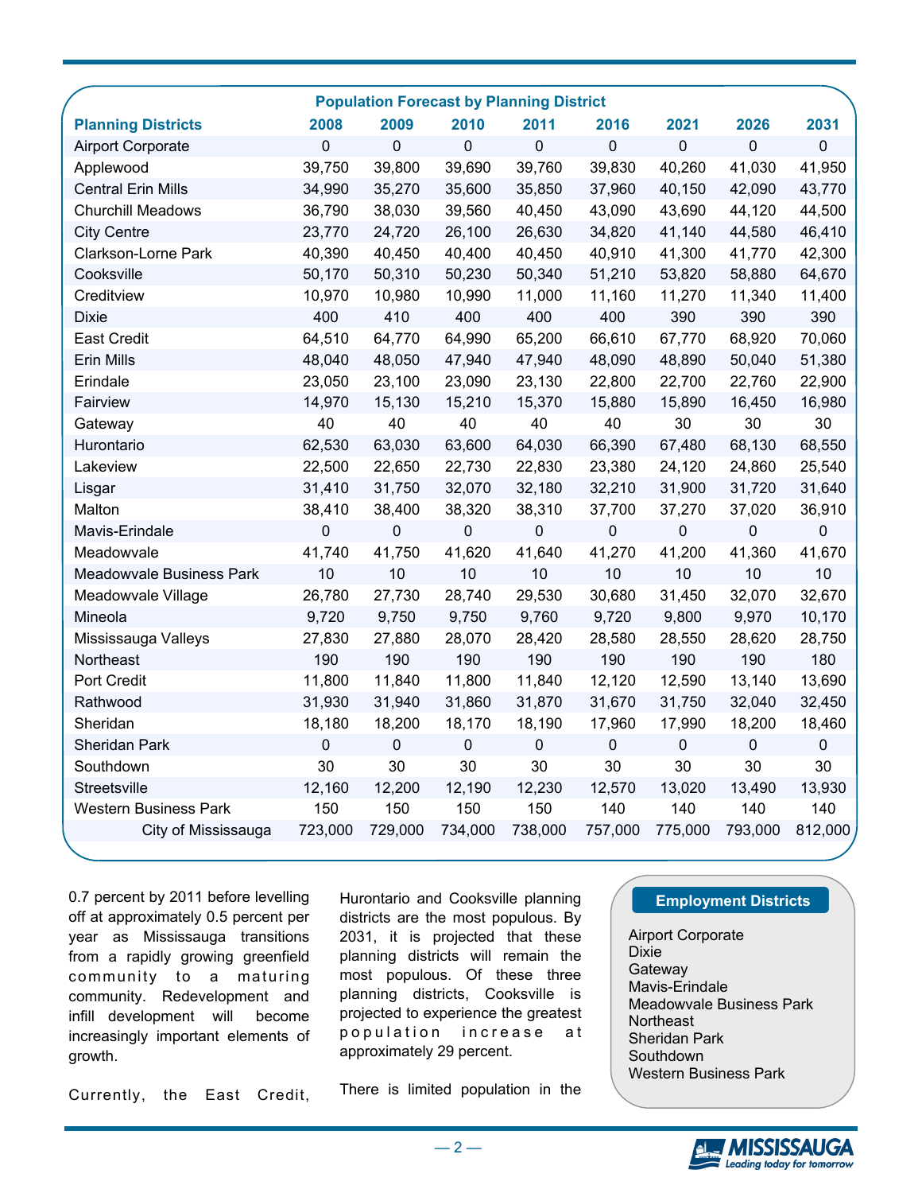**Population Forecast by Planning District**

| Planning Districts | 2008 | 2009 | 2010 | 2011 | 2016 | 2021 | 2026 | 2031 |
|---|---|---|---|---|---|---|---|---|
| Airport Corporate | 0 | 0 | 0 | 0 | 0 | 0 | 0 | 0 |
| Applewood | 39,750 | 39,800 | 39,690 | 39,760 | 39,830 | 40,260 | 41,030 | 41,950 |
| Central Erin Mills | 34,990 | 35,270 | 35,600 | 35,850 | 37,960 | 40,150 | 42,090 | 43,770 |
| Churchill Meadows | 36,790 | 38,030 | 39,560 | 40,450 | 43,090 | 43,690 | 44,120 | 44,500 |
| City Centre | 23,770 | 24,720 | 26,100 | 26,630 | 34,820 | 41,140 | 44,580 | 46,410 |
| Clarkson-Lorne Park | 40,390 | 40,450 | 40,400 | 40,450 | 40,910 | 41,300 | 41,770 | 42,300 |
| Cooksville | 50,170 | 50,310 | 50,230 | 50,340 | 51,210 | 53,820 | 58,880 | 64,670 |
| Creditview | 10,970 | 10,980 | 10,990 | 11,000 | 11,160 | 11,270 | 11,340 | 11,400 |
| Dixie | 400 | 410 | 400 | 400 | 400 | 390 | 390 | 390 |
| East Credit | 64,510 | 64,770 | 64,990 | 65,200 | 66,610 | 67,770 | 68,920 | 70,060 |
| Erin Mills | 48,040 | 48,050 | 47,940 | 47,940 | 48,090 | 48,890 | 50,040 | 51,380 |
| Erindale | 23,050 | 23,100 | 23,090 | 23,130 | 22,800 | 22,700 | 22,760 | 22,900 |
| Fairview | 14,970 | 15,130 | 15,210 | 15,370 | 15,880 | 15,890 | 16,450 | 16,980 |
| Gateway | 40 | 40 | 40 | 40 | 40 | 30 | 30 | 30 |
| Hurontario | 62,530 | 63,030 | 63,600 | 64,030 | 66,390 | 67,480 | 68,130 | 68,550 |
| Lakeview | 22,500 | 22,650 | 22,730 | 22,830 | 23,380 | 24,120 | 24,860 | 25,540 |
| Lisgar | 31,410 | 31,750 | 32,070 | 32,180 | 32,210 | 31,900 | 31,720 | 31,640 |
| Malton | 38,410 | 38,400 | 38,320 | 38,310 | 37,700 | 37,270 | 37,020 | 36,910 |
| Mavis-Erindale | 0 | 0 | 0 | 0 | 0 | 0 | 0 | 0 |
| Meadowvale | 41,740 | 41,750 | 41,620 | 41,640 | 41,270 | 41,200 | 41,360 | 41,670 |
| Meadowvale Business Park | 10 | 10 | 10 | 10 | 10 | 10 | 10 | 10 |
| Meadowvale Village | 26,780 | 27,730 | 28,740 | 29,530 | 30,680 | 31,450 | 32,070 | 32,670 |
| Mineola | 9,720 | 9,750 | 9,750 | 9,760 | 9,720 | 9,800 | 9,970 | 10,170 |
| Mississauga Valleys | 27,830 | 27,880 | 28,070 | 28,420 | 28,580 | 28,550 | 28,620 | 28,750 |
| Northeast | 190 | 190 | 190 | 190 | 190 | 190 | 190 | 180 |
| Port Credit | 11,800 | 11,840 | 11,800 | 11,840 | 12,120 | 12,590 | 13,140 | 13,690 |
| Rathwood | 31,930 | 31,940 | 31,860 | 31,870 | 31,670 | 31,750 | 32,040 | 32,450 |
| Sheridan | 18,180 | 18,200 | 18,170 | 18,190 | 17,960 | 17,990 | 18,200 | 18,460 |
| Sheridan Park | 0 | 0 | 0 | 0 | 0 | 0 | 0 | 0 |
| Southdown | 30 | 30 | 30 | 30 | 30 | 30 | 30 | 30 |
| Streetsville | 12,160 | 12,200 | 12,190 | 12,230 | 12,570 | 13,020 | 13,490 | 13,930 |
| Western Business Park | 150 | 150 | 150 | 150 | 140 | 140 | 140 | 140 |
| City of Mississauga | 723,000 | 729,000 | 734,000 | 738,000 | 757,000 | 775,000 | 793,000 | 812,000 |

0.7 percent by 2011 before levelling off at approximately 0.5 percent per year as Mississauga transitions from a rapidly growing greenfield community to a maturing community. Redevelopment and infill development will become increasingly important elements of growth.

Currently, the East Credit, Hurontario and Cooksville planning districts are the most populous. By 2031, it is projected that these planning districts will remain the most populous. Of these three planning districts, Cooksville is projected to experience the greatest population increase at approximately 29 percent.

There is limited population in the

**Employment Districts**

- Airport Corporate
- Dixie
- Gateway
- Mavis-Erindale
- Meadowvale Business Park
- Northeast
- Sheridan Park
- Southdown
- Western Business Park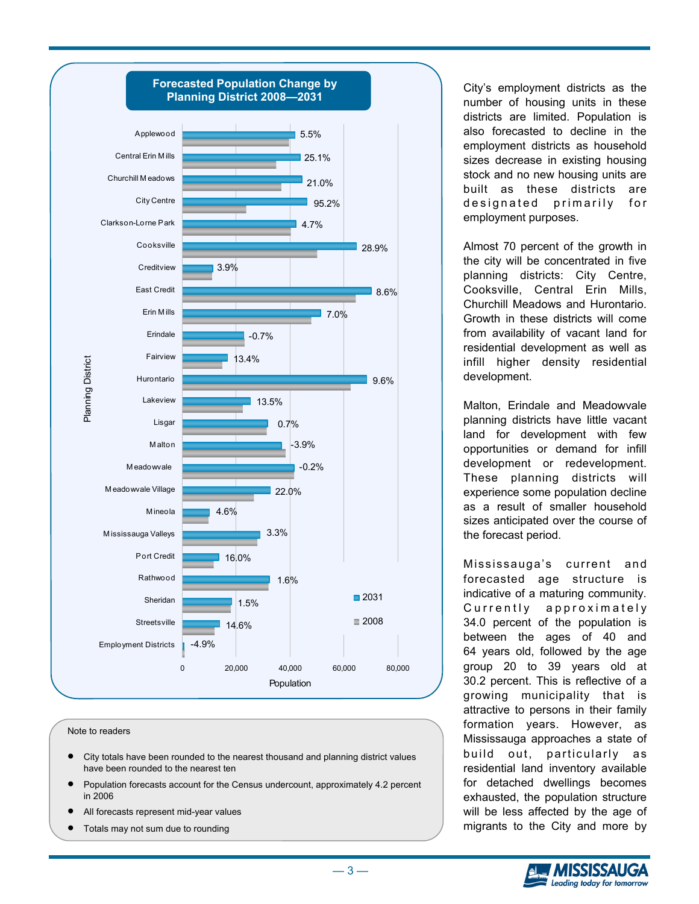## Forecasted Population Change by Planning District 2008—2031

| Planning District | Population Change |
|---|---|
| Applewood | 5.5% |
| Central Erin Mills | 25.1% |
| Churchill Meadows | 21.0% |
| City Centre | 95.2% |
| Clarkson-Lorne Park | 4.7% |
| Cooksville | 28.9% |
| Creditview | 3.9% |
| East Credit | 8.6% |
| Erin Mills | 7.0% |
| Erindale | -0.7% |
| Fairview | 13.4% |
| Hurontario | 9.6% |
| Lakeview | 13.5% |
| Lisgar | 0.7% |
| Malton | -3.9% |
| Meadowvale | -0.2% |
| Meadowvale Village | 22.0% |
| Mineola | 4.6% |
| Mississauga Valleys | 3.3% |
| Port Credit | 16.0% |
| Rathwood | 1.6% |
| Sheridan | 1.5% |
| Streetsville | 14.6% |
| Employment Districts | -4.9% |

Note to readers

- City totals have been rounded to the nearest thousand and planning district values have been rounded to the nearest ten
- Population forecasts account for the Census undercount, approximately 4.2 percent in 2006
- All forecasts represent mid-year values
- Totals may not sum due to rounding

City's employment districts as the number of housing units in these districts are limited. Population is also forecasted to decline in the employment districts as household sizes decrease in existing housing stock and no new housing units are built as these districts are designated primarily for employment purposes.

Almost 70 percent of the growth in the city will be concentrated in five planning districts: City Centre, Cooksville, Central Erin Mills, Churchill Meadows and Hurontario. Growth in these districts will come from availability of vacant land for residential development as well as infill higher density residential development.

Malton, Erindale and Meadowvale planning districts have little vacant land for development with few opportunities or demand for infill development or redevelopment. These planning districts will experience some population decline as a result of smaller household sizes anticipated over the course of the forecast period.

Mississauga's current and forecasted age structure is indicative of a maturing community. Currently approximately 34.0 percent of the population is between the ages of 40 and 64 years old, followed by the age group 20 to 39 years old at 30.2 percent. This is reflective of a growing municipality that is attractive to persons in their family formation years. However, as Mississauga approaches a state of build out, particularly as residential land inventory available for detached dwellings becomes exhausted, the population structure will be less affected by the age of migrants to the City and more by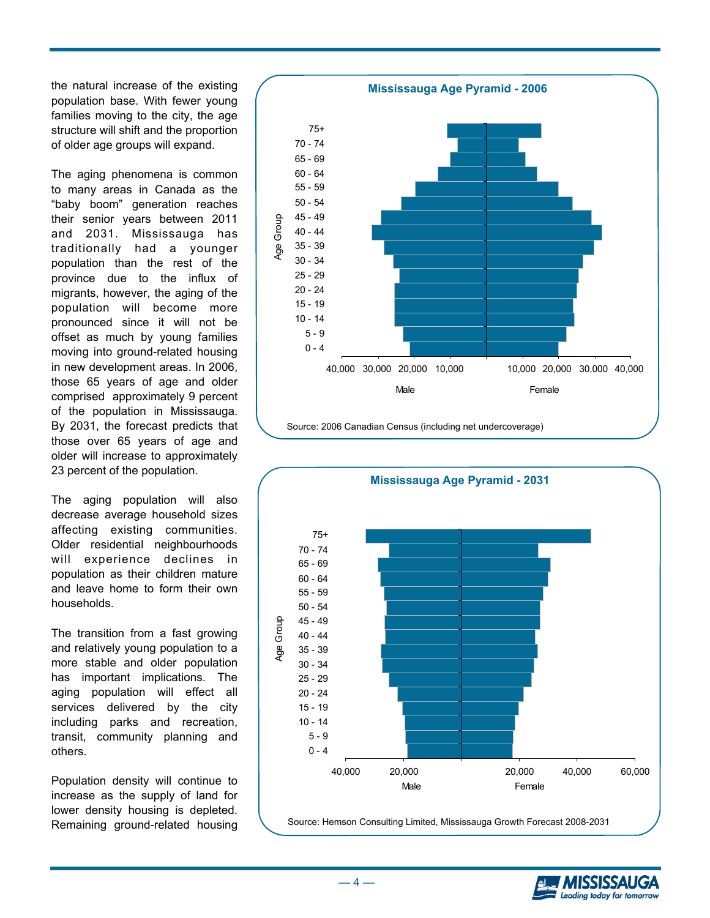the natural increase of the existing population base. With fewer young families moving to the city, the age structure will shift and the proportion of older age groups will expand.

The aging phenomena is common to many areas in Canada as the "baby boom" generation reaches their senior years between 2011 and 2031. Mississauga has traditionally had a younger population than the rest of the province due to the influx of migrants, however, the aging of the population will become more pronounced since it will not be offset as much by young families moving into ground-related housing in new development areas. In 2006, those 65 years of age and older comprised approximately 9 percent of the population in Mississauga. By 2031, the forecast predicts that those over 65 years of age and older will increase to approximately 23 percent of the population.

The aging population will also decrease average household sizes affecting existing communities. Older residential neighbourhoods will experience declines in population as their children mature and leave home to form their own households.

The transition from a fast growing and relatively young population to a more stable and older population has important implications. The aging population will effect all services delivered by the city including parks and recreation, transit, community planning and others.

Population density will continue to increase as the supply of land for lower density housing is depleted. Remaining ground-related housing

**Mississauga Age Pyramid - 2006**

Source: 2006 Canadian Census (including net undercoverage)

**Mississauga Age Pyramid - 2031**

Source: Hemson Consulting Limited, Mississauga Growth Forecast 2008-2031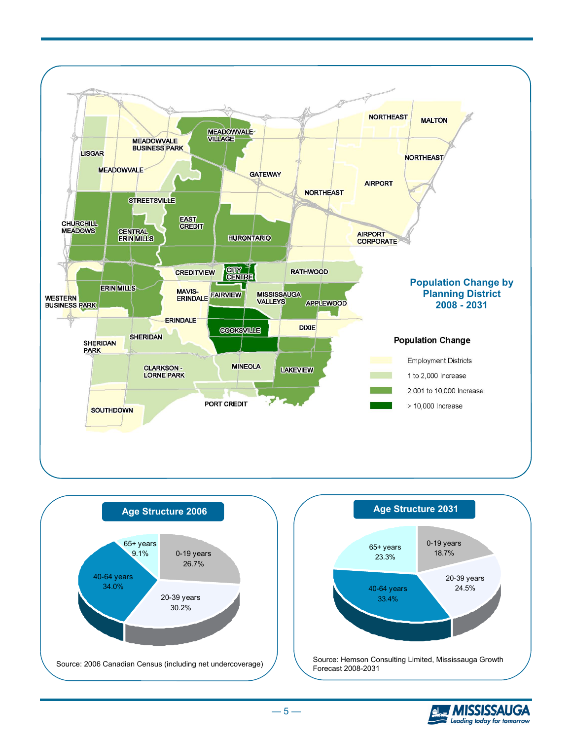## Population Change by Planning District 2008 - 2031

**Population Change**

- Employment Districts
- 1 to 2,000 Increase
- 2,001 to 10,000 Increase
- > 10,000 Increase

## Age Structure 2006

| Age Group | Share |
|---|---|
| 0-19 years | 26.7% |
| 20-39 years | 30.2% |
| 40-64 years | 34.0% |
| 65+ years | 9.1% |

Source: 2006 Canadian Census (including net undercoverage)

## Age Structure 2031

| Age Group | Share |
|---|---|
| 0-19 years | 18.7% |
| 20-39 years | 24.5% |
| 40-64 years | 33.4% |
| 65+ years | 23.3% |

Source: Hemson Consulting Limited, Mississauga Growth Forecast 2008-2031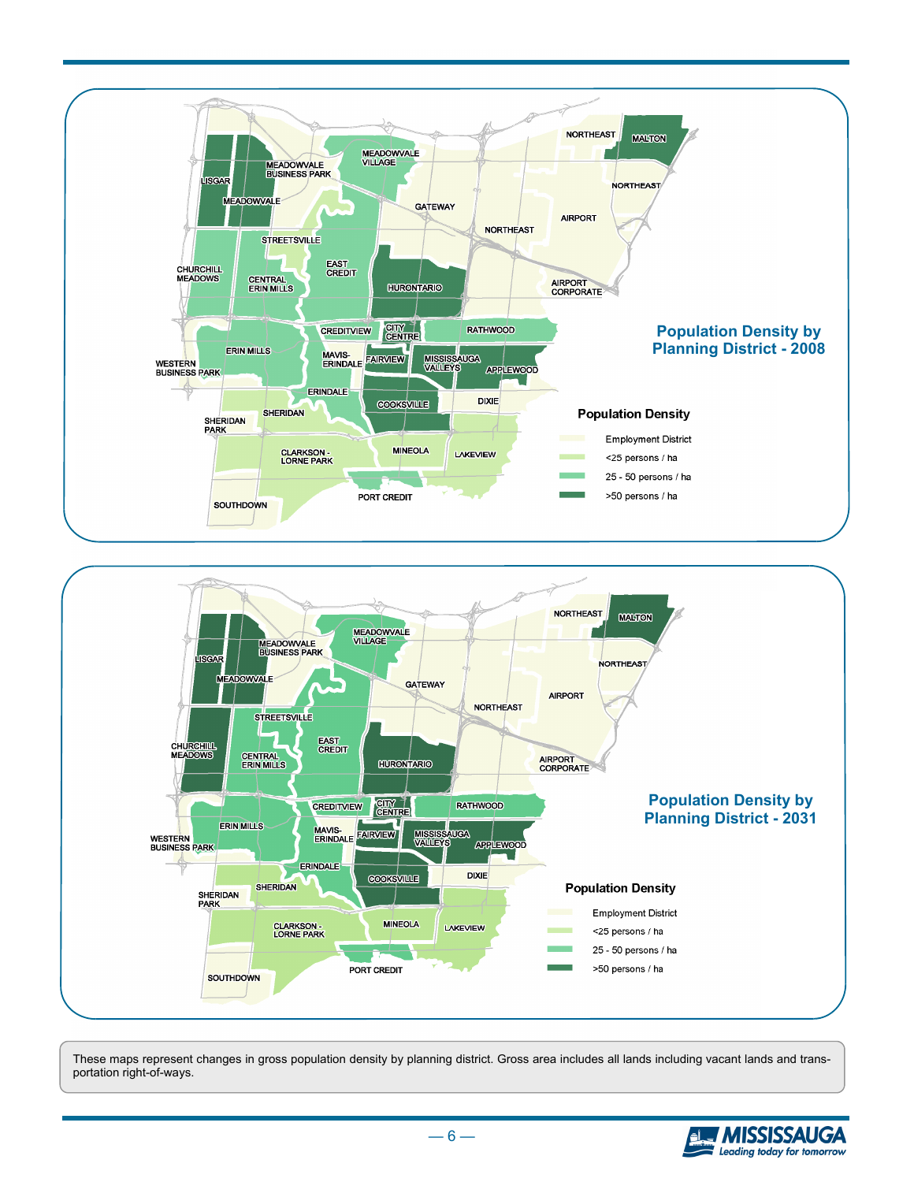## Population Density by Planning District - 2008

**Population Density**

- Employment District
- <25 persons / ha
- 25 - 50 persons / ha
- >50 persons / ha

## Population Density by Planning District - 2031

**Population Density**

- Employment District
- <25 persons / ha
- 25 - 50 persons / ha
- >50 persons / ha

These maps represent changes in gross population density by planning district. Gross area includes all lands including vacant lands and transportation right-of-ways.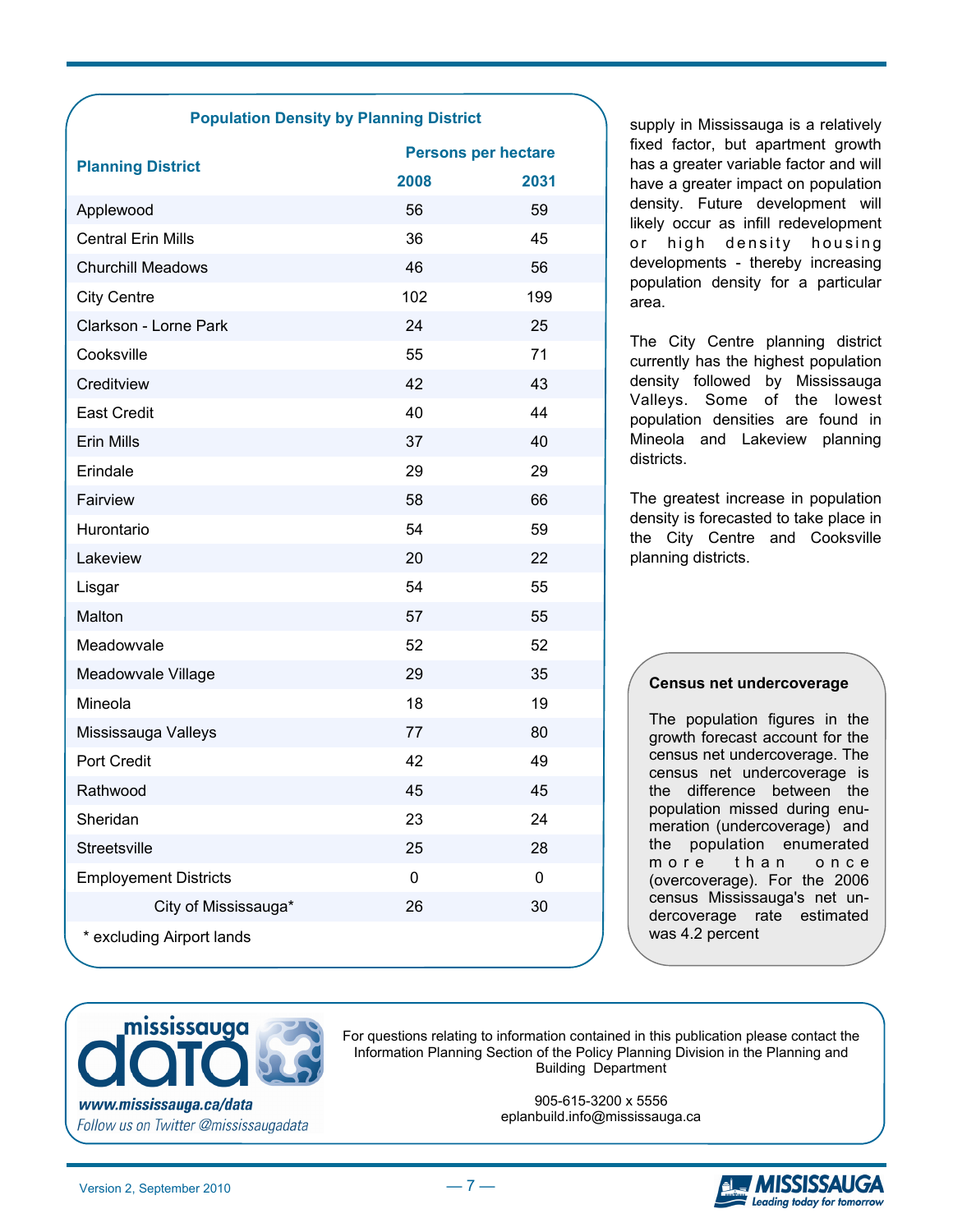### Population Density by Planning District

| Planning District | Persons per hectare | |
|---|---|---|
| | 2008 | 2031 |
| Applewood | 56 | 59 |
| Central Erin Mills | 36 | 45 |
| Churchill Meadows | 46 | 56 |
| City Centre | 102 | 199 |
| Clarkson - Lorne Park | 24 | 25 |
| Cooksville | 55 | 71 |
| Creditview | 42 | 43 |
| East Credit | 40 | 44 |
| Erin Mills | 37 | 40 |
| Erindale | 29 | 29 |
| Fairview | 58 | 66 |
| Hurontario | 54 | 59 |
| Lakeview | 20 | 22 |
| Lisgar | 54 | 55 |
| Malton | 57 | 55 |
| Meadowvale | 52 | 52 |
| Meadowvale Village | 29 | 35 |
| Mineola | 18 | 19 |
| Mississauga Valleys | 77 | 80 |
| Port Credit | 42 | 49 |
| Rathwood | 45 | 45 |
| Sheridan | 23 | 24 |
| Streetsville | 25 | 28 |
| Employement Districts | 0 | 0 |
| City of Mississauga* | 26 | 30 |

* excluding Airport lands

supply in Mississauga is a relatively fixed factor, but apartment growth has a greater variable factor and will have a greater impact on population density. Future development will likely occur as infill redevelopment or high density housing developments - thereby increasing population density for a particular area.

The City Centre planning district currently has the highest population density followed by Mississauga Valleys. Some of the lowest population densities are found in Mineola and Lakeview planning districts.

The greatest increase in population density is forecasted to take place in the City Centre and Cooksville planning districts.

**Census net undercoverage**

The population figures in the growth forecast account for the census net undercoverage. The census net undercoverage is the difference between the population missed during enumeration (undercoverage) and the population enumerated more than once (overcoverage). For the 2006 census Mississauga's net undercoverage rate estimated was 4.2 percent

mississauga data

*www.mississauga.ca/data*

*Follow us on Twitter @mississaugadata*

For questions relating to information contained in this publication please contact the Information Planning Section of the Policy Planning Division in the Planning and Building Department

905-615-3200 x 5556
eplanbuild.info@mississauga.ca

Version 2, September 2010

MISSISSAUGA *Leading today for tomorrow*